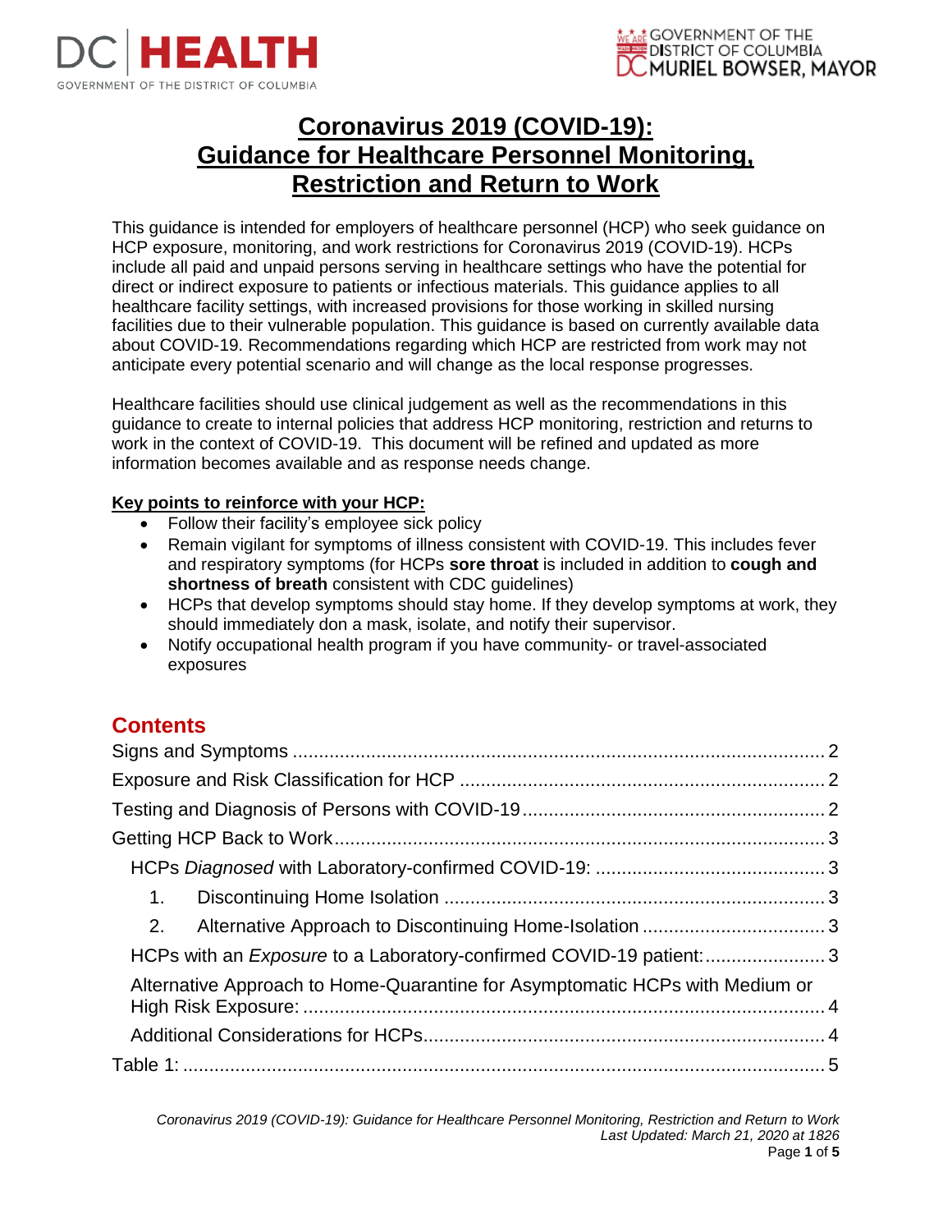# Coronavirus 2019 (COVID-19): Guidance for Healthcare Personnel Monitoring, Restriction and Return to Work

This guidance is intended for employers of healthcare personnel (HCP) who seek guidance on HCP exposure, monitoring, and work restrictions for Coronavirus 2019 (COVID-19). HCPs include all paid and unpaid persons serving in healthcare settings who have the potential for direct or indirect exposure to patients or infectious materials. This guidance applies to all healthcare facility settings, with increased provisions for those working in skilled nursing facilities due to their vulnerable population. This guidance is based on currently available data about COVID-19. Recommendations regarding which HCP are restricted from work may not anticipate every potential scenario and will change as the local response progresses.

Healthcare facilities should use clinical judgement as well as the recommendations in this guidance to create to internal policies that address HCP monitoring, restriction and returns to work in the context of COVID-19. This document will be refined and updated as more information becomes available and as response needs change.

**Key points to reinforce with your HCP:**

- Follow their facility's employee sick policy
- Remain vigilant for symptoms of illness consistent with COVID-19. This includes fever and respiratory symptoms (for HCPs **sore throat** is included in addition to **cough and shortness of breath** consistent with CDC guidelines)
- HCPs that develop symptoms should stay home. If they develop symptoms at work, they should immediately don a mask, isolate, and notify their supervisor.
- Notify occupational health program if you have community- or travel-associated exposures

## Contents

- Signs and Symptoms ... 2
- Exposure and Risk Classification for HCP ... 2
- Testing and Diagnosis of Persons with COVID-19 ... 2
- Getting HCP Back to Work ... 3
  - HCPs *Diagnosed* with Laboratory-confirmed COVID-19: ... 3
    1. Discontinuing Home Isolation ... 3
    2. Alternative Approach to Discontinuing Home-Isolation ... 3
  - HCPs with an *Exposure* to a Laboratory-confirmed COVID-19 patient: ... 3
  - Alternative Approach to Home-Quarantine for Asymptomatic HCPs with Medium or High Risk Exposure: ... 4
  - Additional Considerations for HCPs ... 4
- Table 1: ... 5

*Coronavirus 2019 (COVID-19): Guidance for Healthcare Personnel Monitoring, Restriction and Return to Work*
*Last Updated: March 21, 2020 at 1826*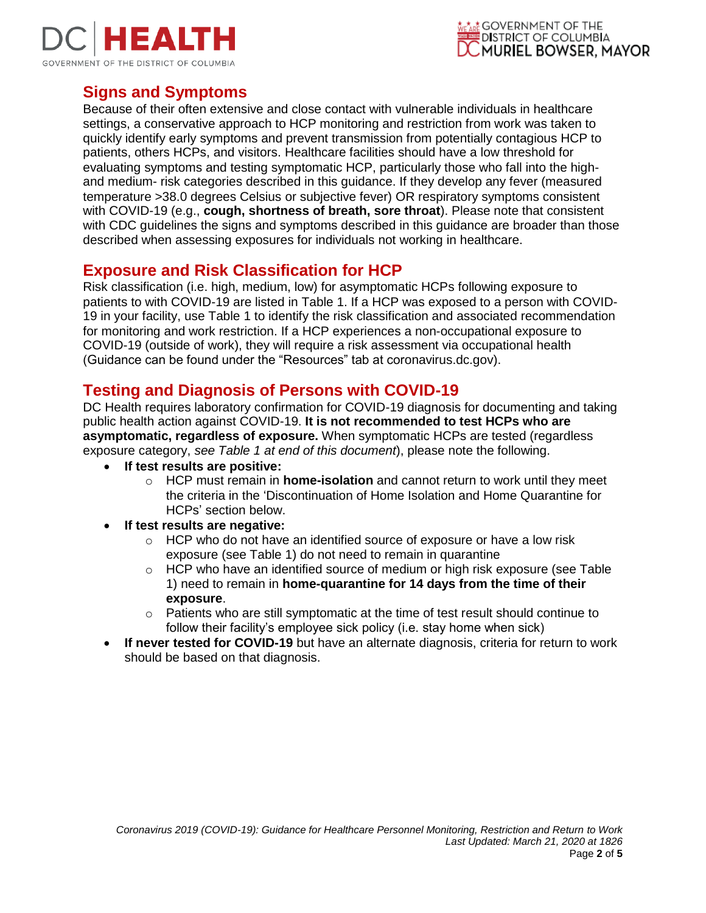## Signs and Symptoms

Because of their often extensive and close contact with vulnerable individuals in healthcare settings, a conservative approach to HCP monitoring and restriction from work was taken to quickly identify early symptoms and prevent transmission from potentially contagious HCP to patients, others HCPs, and visitors. Healthcare facilities should have a low threshold for evaluating symptoms and testing symptomatic HCP, particularly those who fall into the high- and medium- risk categories described in this guidance. If they develop any fever (measured temperature >38.0 degrees Celsius or subjective fever) OR respiratory symptoms consistent with COVID-19 (e.g., **cough, shortness of breath, sore throat**). Please note that consistent with CDC guidelines the signs and symptoms described in this guidance are broader than those described when assessing exposures for individuals not working in healthcare.

## Exposure and Risk Classification for HCP

Risk classification (i.e. high, medium, low) for asymptomatic HCPs following exposure to patients to with COVID-19 are listed in Table 1. If a HCP was exposed to a person with COVID-19 in your facility, use Table 1 to identify the risk classification and associated recommendation for monitoring and work restriction. If a HCP experiences a non-occupational exposure to COVID-19 (outside of work), they will require a risk assessment via occupational health (Guidance can be found under the "Resources" tab at coronavirus.dc.gov).

## Testing and Diagnosis of Persons with COVID-19

DC Health requires laboratory confirmation for COVID-19 diagnosis for documenting and taking public health action against COVID-19. **It is not recommended to test HCPs who are asymptomatic, regardless of exposure.** When symptomatic HCPs are tested (regardless exposure category, *see Table 1 at end of this document*), please note the following.

- **If test results are positive:**
  - HCP must remain in **home-isolation** and cannot return to work until they meet the criteria in the 'Discontinuation of Home Isolation and Home Quarantine for HCPs' section below.
- **If test results are negative:**
  - HCP who do not have an identified source of exposure or have a low risk exposure (see Table 1) do not need to remain in quarantine
  - HCP who have an identified source of medium or high risk exposure (see Table 1) need to remain in **home-quarantine for 14 days from the time of their exposure**.
  - Patients who are still symptomatic at the time of test result should continue to follow their facility's employee sick policy (i.e. stay home when sick)
- **If never tested for COVID-19** but have an alternate diagnosis, criteria for return to work should be based on that diagnosis.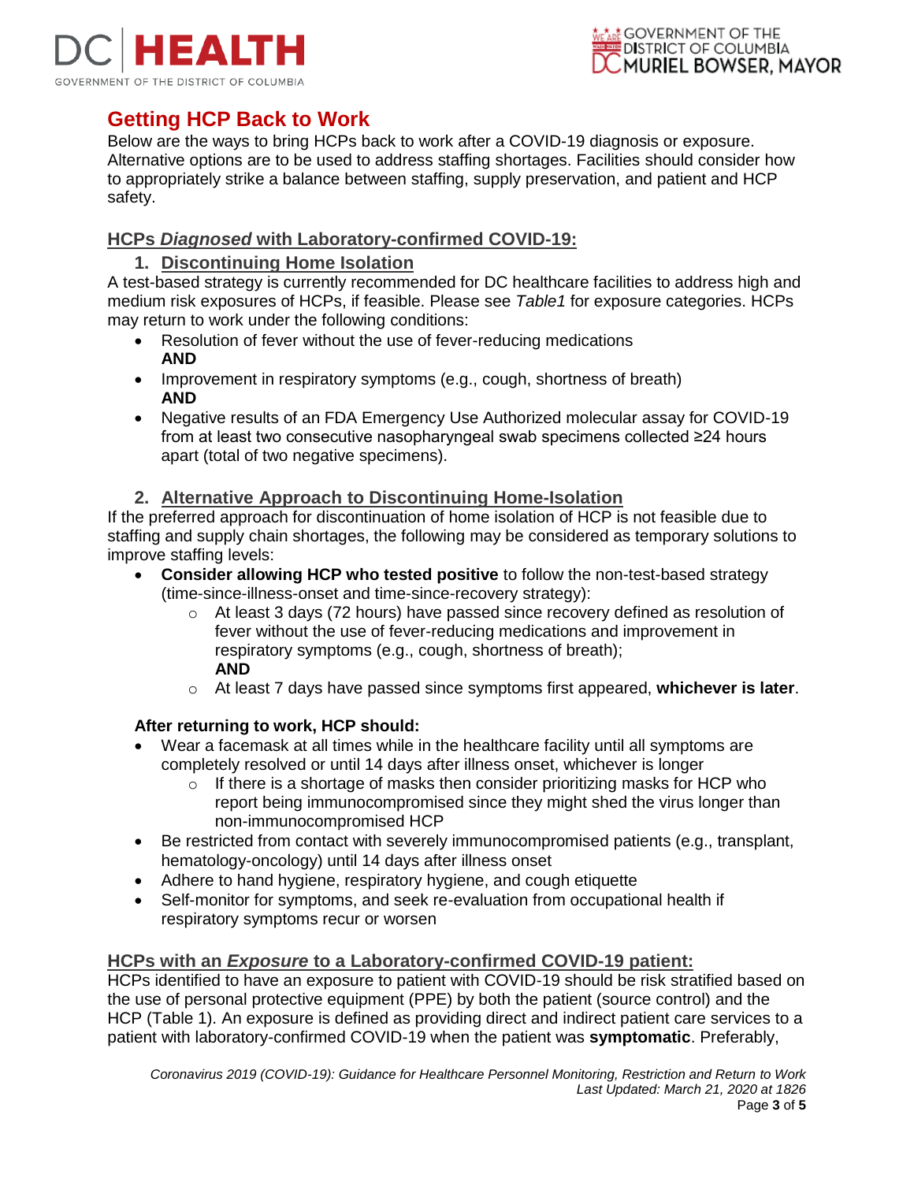## Getting HCP Back to Work

Below are the ways to bring HCPs back to work after a COVID-19 diagnosis or exposure. Alternative options are to be used to address staffing shortages. Facilities should consider how to appropriately strike a balance between staffing, supply preservation, and patient and HCP safety.

### HCPs *Diagnosed* with Laboratory-confirmed COVID-19:

#### 1. Discontinuing Home Isolation

A test-based strategy is currently recommended for DC healthcare facilities to address high and medium risk exposures of HCPs, if feasible. Please see *Table1* for exposure categories. HCPs may return to work under the following conditions:

- Resolution of fever without the use of fever-reducing medications
  **AND**
- Improvement in respiratory symptoms (e.g., cough, shortness of breath)
  **AND**
- Negative results of an FDA Emergency Use Authorized molecular assay for COVID-19 from at least two consecutive nasopharyngeal swab specimens collected ≥24 hours apart (total of two negative specimens).

#### 2. Alternative Approach to Discontinuing Home-Isolation

If the preferred approach for discontinuation of home isolation of HCP is not feasible due to staffing and supply chain shortages, the following may be considered as temporary solutions to improve staffing levels:

- **Consider allowing HCP who tested positive** to follow the non-test-based strategy (time-since-illness-onset and time-since-recovery strategy):
  - At least 3 days (72 hours) have passed since recovery defined as resolution of fever without the use of fever-reducing medications and improvement in respiratory symptoms (e.g., cough, shortness of breath);
    **AND**
  - At least 7 days have passed since symptoms first appeared, **whichever is later**.

**After returning to work, HCP should:**

- Wear a facemask at all times while in the healthcare facility until all symptoms are completely resolved or until 14 days after illness onset, whichever is longer
  - If there is a shortage of masks then consider prioritizing masks for HCP who report being immunocompromised since they might shed the virus longer than non-immunocompromised HCP
- Be restricted from contact with severely immunocompromised patients (e.g., transplant, hematology-oncology) until 14 days after illness onset
- Adhere to hand hygiene, respiratory hygiene, and cough etiquette
- Self-monitor for symptoms, and seek re-evaluation from occupational health if respiratory symptoms recur or worsen

### HCPs with an *Exposure* to a Laboratory-confirmed COVID-19 patient:

HCPs identified to have an exposure to patient with COVID-19 should be risk stratified based on the use of personal protective equipment (PPE) by both the patient (source control) and the HCP (Table 1). An exposure is defined as providing direct and indirect patient care services to a patient with laboratory-confirmed COVID-19 when the patient was **symptomatic**. Preferably,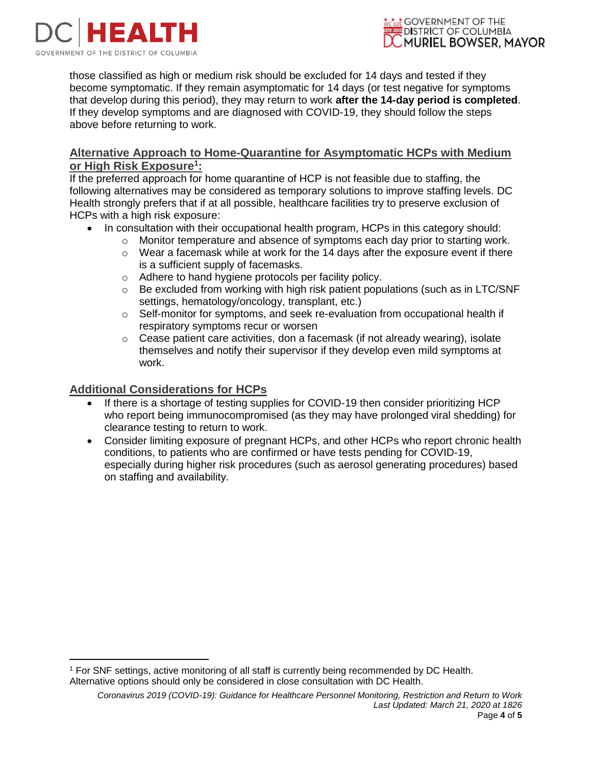those classified as high or medium risk should be excluded for 14 days and tested if they become symptomatic. If they remain asymptomatic for 14 days (or test negative for symptoms that develop during this period), they may return to work **after the 14-day period is completed**. If they develop symptoms and are diagnosed with COVID-19, they should follow the steps above before returning to work.

## Alternative Approach to Home-Quarantine for Asymptomatic HCPs with Medium or High Risk Exposure[1]:

If the preferred approach for home quarantine of HCP is not feasible due to staffing, the following alternatives may be considered as temporary solutions to improve staffing levels. DC Health strongly prefers that if at all possible, healthcare facilities try to preserve exclusion of HCPs with a high risk exposure:

- In consultation with their occupational health program, HCPs in this category should:
  - Monitor temperature and absence of symptoms each day prior to starting work.
  - Wear a facemask while at work for the 14 days after the exposure event if there is a sufficient supply of facemasks.
  - Adhere to hand hygiene protocols per facility policy.
  - Be excluded from working with high risk patient populations (such as in LTC/SNF settings, hematology/oncology, transplant, etc.)
  - Self-monitor for symptoms, and seek re-evaluation from occupational health if respiratory symptoms recur or worsen
  - Cease patient care activities, don a facemask (if not already wearing), isolate themselves and notify their supervisor if they develop even mild symptoms at work.

## Additional Considerations for HCPs

- If there is a shortage of testing supplies for COVID-19 then consider prioritizing HCP who report being immunocompromised (as they may have prolonged viral shedding) for clearance testing to return to work.
- Consider limiting exposure of pregnant HCPs, and other HCPs who report chronic health conditions, to patients who are confirmed or have tests pending for COVID-19, especially during higher risk procedures (such as aerosol generating procedures) based on staffing and availability.

---

[1] For SNF settings, active monitoring of all staff is currently being recommended by DC Health. Alternative options should only be considered in close consultation with DC Health.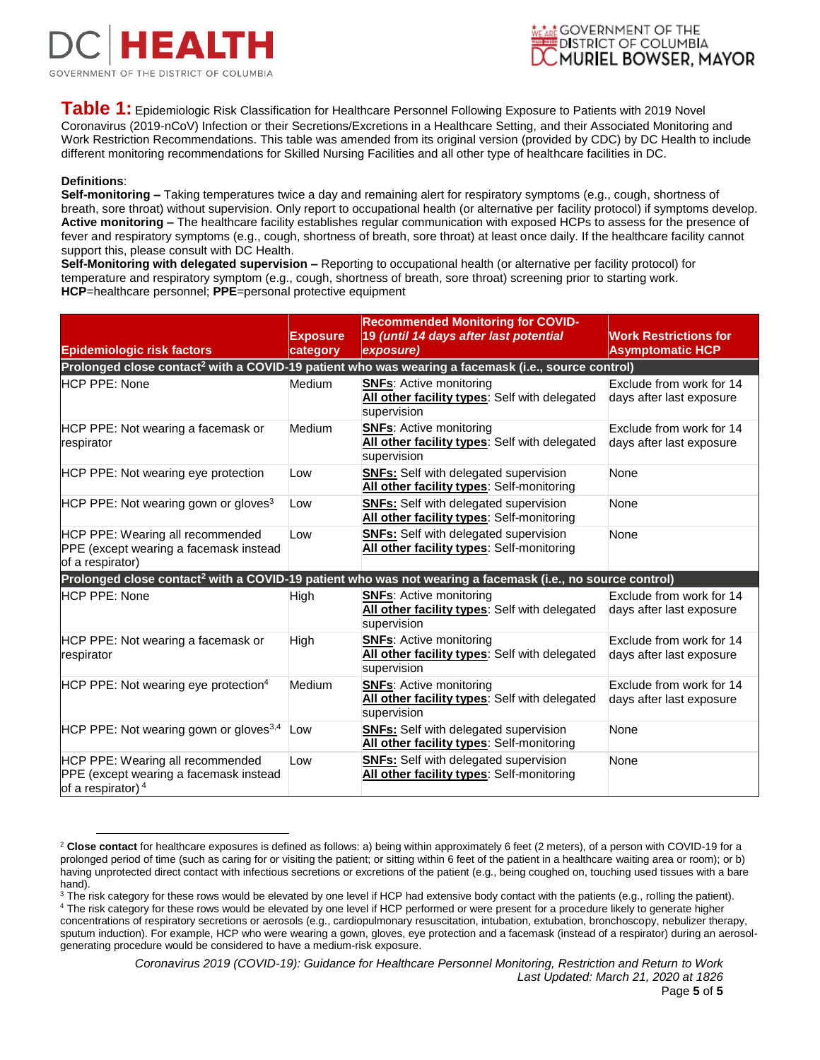**Table 1:** Epidemiologic Risk Classification for Healthcare Personnel Following Exposure to Patients with 2019 Novel Coronavirus (2019-nCoV) Infection or their Secretions/Excretions in a Healthcare Setting, and their Associated Monitoring and Work Restriction Recommendations. This table was amended from its original version (provided by CDC) by DC Health to include different monitoring recommendations for Skilled Nursing Facilities and all other type of healthcare facilities in DC.

**Definitions**:
**Self-monitoring –** Taking temperatures twice a day and remaining alert for respiratory symptoms (e.g., cough, shortness of breath, sore throat) without supervision. Only report to occupational health (or alternative per facility protocol) if symptoms develop.
**Active monitoring –** The healthcare facility establishes regular communication with exposed HCPs to assess for the presence of fever and respiratory symptoms (e.g., cough, shortness of breath, sore throat) at least once daily. If the healthcare facility cannot support this, please consult with DC Health.
**Self-Monitoring with delegated supervision –** Reporting to occupational health (or alternative per facility protocol) for temperature and respiratory symptom (e.g., cough, shortness of breath, sore throat) screening prior to starting work.
**HCP**=healthcare personnel; **PPE**=personal protective equipment

| Epidemiologic risk factors | Exposure category | Recommended Monitoring for COVID-19 *(until 14 days after last potential exposure)* | Work Restrictions for Asymptomatic HCP |
|---|---|---|---|
| **Prolonged close contact[2] with a COVID-19 patient who was wearing a facemask (i.e., source control)** | | | |
| HCP PPE: None | Medium | **SNFs**: Active monitoring<br>**All other facility types**: Self with delegated supervision | Exclude from work for 14 days after last exposure |
| HCP PPE: Not wearing a facemask or respirator | Medium | **SNFs**: Active monitoring<br>**All other facility types**: Self with delegated supervision | Exclude from work for 14 days after last exposure |
| HCP PPE: Not wearing eye protection | Low | **SNFs:** Self with delegated supervision<br>**All other facility types**: Self-monitoring | None |
| HCP PPE: Not wearing gown or gloves[3] | Low | **SNFs:** Self with delegated supervision<br>**All other facility types**: Self-monitoring | None |
| HCP PPE: Wearing all recommended PPE (except wearing a facemask instead of a respirator) | Low | **SNFs:** Self with delegated supervision<br>**All other facility types**: Self-monitoring | None |
| **Prolonged close contact[2] with a COVID-19 patient who was not wearing a facemask (i.e., no source control)** | | | |
| HCP PPE: None | High | **SNFs**: Active monitoring<br>**All other facility types**: Self with delegated supervision | Exclude from work for 14 days after last exposure |
| HCP PPE: Not wearing a facemask or respirator | High | **SNFs**: Active monitoring<br>**All other facility types**: Self with delegated supervision | Exclude from work for 14 days after last exposure |
| HCP PPE: Not wearing eye protection[4] | Medium | **SNFs**: Active monitoring<br>**All other facility types**: Self with delegated supervision | Exclude from work for 14 days after last exposure |
| HCP PPE: Not wearing gown or gloves[3,4] | Low | **SNFs:** Self with delegated supervision<br>**All other facility types**: Self-monitoring | None |
| HCP PPE: Wearing all recommended PPE (except wearing a facemask instead of a respirator)[4] | Low | **SNFs:** Self with delegated supervision<br>**All other facility types**: Self-monitoring | None |

[2] **Close contact** for healthcare exposures is defined as follows: a) being within approximately 6 feet (2 meters), of a person with COVID-19 for a prolonged period of time (such as caring for or visiting the patient; or sitting within 6 feet of the patient in a healthcare waiting area or room); or b) having unprotected direct contact with infectious secretions or excretions of the patient (e.g., being coughed on, touching used tissues with a bare hand).

[3] The risk category for these rows would be elevated by one level if HCP had extensive body contact with the patients (e.g., rolling the patient).

[4] The risk category for these rows would be elevated by one level if HCP performed or were present for a procedure likely to generate higher concentrations of respiratory secretions or aerosols (e.g., cardiopulmonary resuscitation, intubation, extubation, bronchoscopy, nebulizer therapy, sputum induction). For example, HCP who were wearing a gown, gloves, eye protection and a facemask (instead of a respirator) during an aerosol-generating procedure would be considered to have a medium-risk exposure.

*Coronavirus 2019 (COVID-19): Guidance for Healthcare Personnel Monitoring, Restriction and Return to Work*
*Last Updated: March 21, 2020 at 1826*